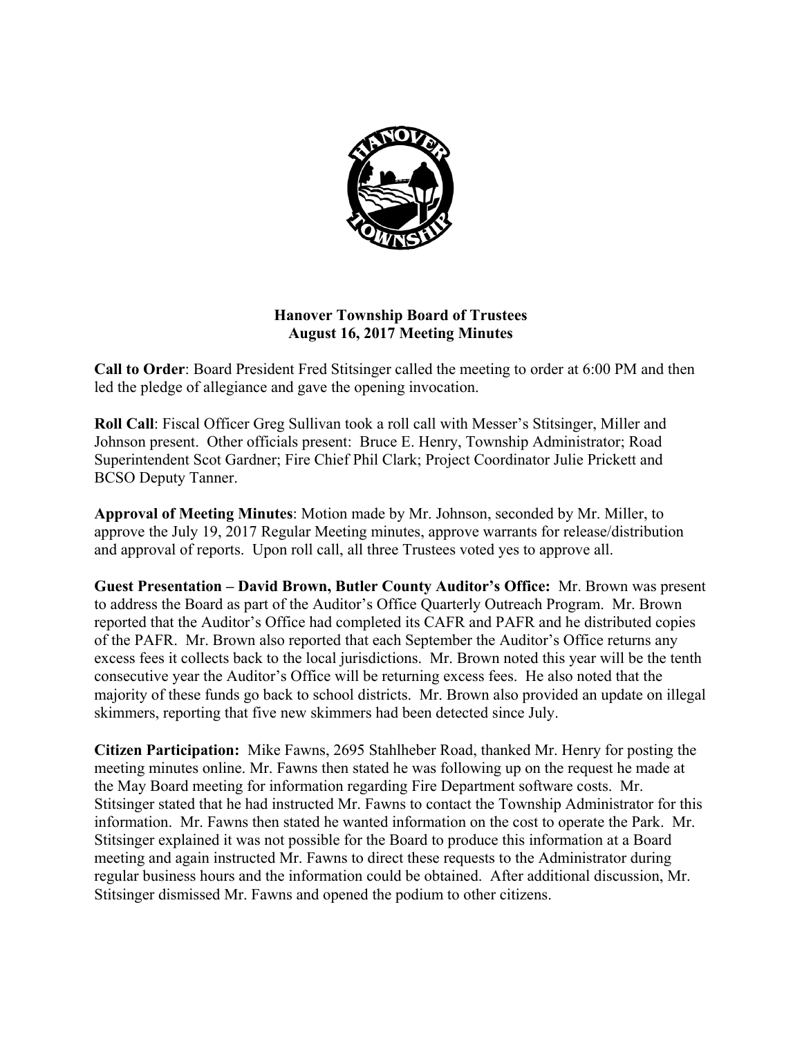# Hanover Township Board of Trustees
## August 16, 2017 Meeting Minutes

**Call to Order**: Board President Fred Stitsinger called the meeting to order at 6:00 PM and then led the pledge of allegiance and gave the opening invocation.

**Roll Call**: Fiscal Officer Greg Sullivan took a roll call with Messer's Stitsinger, Miller and Johnson present. Other officials present: Bruce E. Henry, Township Administrator; Road Superintendent Scot Gardner; Fire Chief Phil Clark; Project Coordinator Julie Prickett and BCSO Deputy Tanner.

**Approval of Meeting Minutes**: Motion made by Mr. Johnson, seconded by Mr. Miller, to approve the July 19, 2017 Regular Meeting minutes, approve warrants for release/distribution and approval of reports. Upon roll call, all three Trustees voted yes to approve all.

**Guest Presentation – David Brown, Butler County Auditor's Office:** Mr. Brown was present to address the Board as part of the Auditor's Office Quarterly Outreach Program. Mr. Brown reported that the Auditor's Office had completed its CAFR and PAFR and he distributed copies of the PAFR. Mr. Brown also reported that each September the Auditor's Office returns any excess fees it collects back to the local jurisdictions. Mr. Brown noted this year will be the tenth consecutive year the Auditor's Office will be returning excess fees. He also noted that the majority of these funds go back to school districts. Mr. Brown also provided an update on illegal skimmers, reporting that five new skimmers had been detected since July.

**Citizen Participation:** Mike Fawns, 2695 Stahlheber Road, thanked Mr. Henry for posting the meeting minutes online. Mr. Fawns then stated he was following up on the request he made at the May Board meeting for information regarding Fire Department software costs. Mr. Stitsinger stated that he had instructed Mr. Fawns to contact the Township Administrator for this information. Mr. Fawns then stated he wanted information on the cost to operate the Park. Mr. Stitsinger explained it was not possible for the Board to produce this information at a Board meeting and again instructed Mr. Fawns to direct these requests to the Administrator during regular business hours and the information could be obtained. After additional discussion, Mr. Stitsinger dismissed Mr. Fawns and opened the podium to other citizens.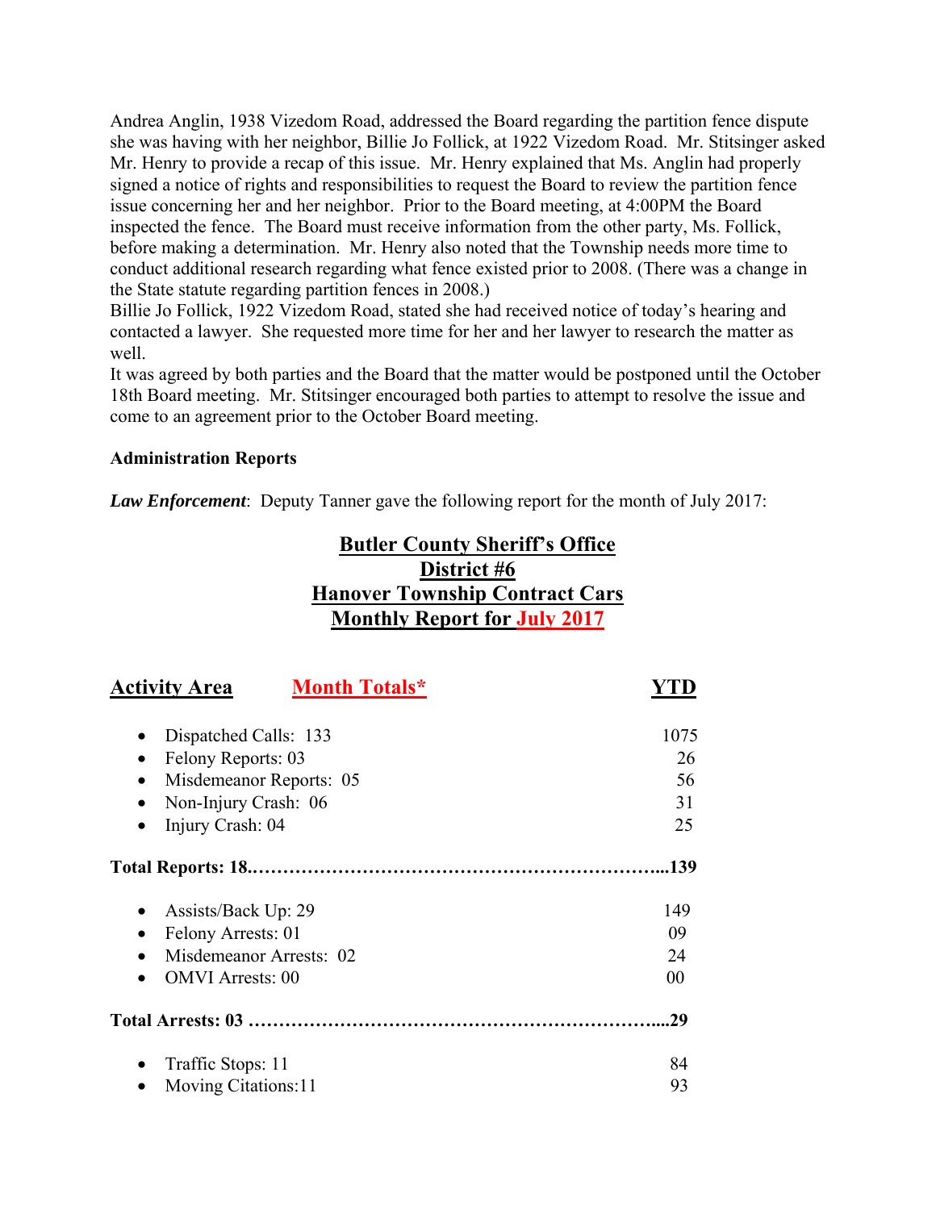Andrea Anglin, 1938 Vizedom Road, addressed the Board regarding the partition fence dispute she was having with her neighbor, Billie Jo Follick, at 1922 Vizedom Road. Mr. Stitsinger asked Mr. Henry to provide a recap of this issue. Mr. Henry explained that Ms. Anglin had properly signed a notice of rights and responsibilities to request the Board to review the partition fence issue concerning her and her neighbor. Prior to the Board meeting, at 4:00PM the Board inspected the fence. The Board must receive information from the other party, Ms. Follick, before making a determination. Mr. Henry also noted that the Township needs more time to conduct additional research regarding what fence existed prior to 2008. (There was a change in the State statute regarding partition fences in 2008.)

Billie Jo Follick, 1922 Vizedom Road, stated she had received notice of today's hearing and contacted a lawyer. She requested more time for her and her lawyer to research the matter as well.

It was agreed by both parties and the Board that the matter would be postponed until the October 18th Board meeting. Mr. Stitsinger encouraged both parties to attempt to resolve the issue and come to an agreement prior to the October Board meeting.

**Administration Reports**

***Law Enforcement***: Deputy Tanner gave the following report for the month of July 2017:

**Butler County Sheriff's Office**
**District #6**
**Hanover Township Contract Cars**
**Monthly Report for July 2017**

| Activity Area | Month Totals* | YTD |
|---|---|---|
| • Dispatched Calls: | 133 | 1075 |
| • Felony Reports: | 03 | 26 |
| • Misdemeanor Reports: | 05 | 56 |
| • Non-Injury Crash: | 06 | 31 |
| • Injury Crash: | 04 | 25 |
| **Total Reports:** | **18** | **139** |
| • Assists/Back Up: | 29 | 149 |
| • Felony Arrests: | 01 | 09 |
| • Misdemeanor Arrests: | 02 | 24 |
| • OMVI Arrests: | 00 | 00 |
| **Total Arrests:** | **03** | **29** |
| • Traffic Stops: | 11 | 84 |
| • Moving Citations: | 11 | 93 |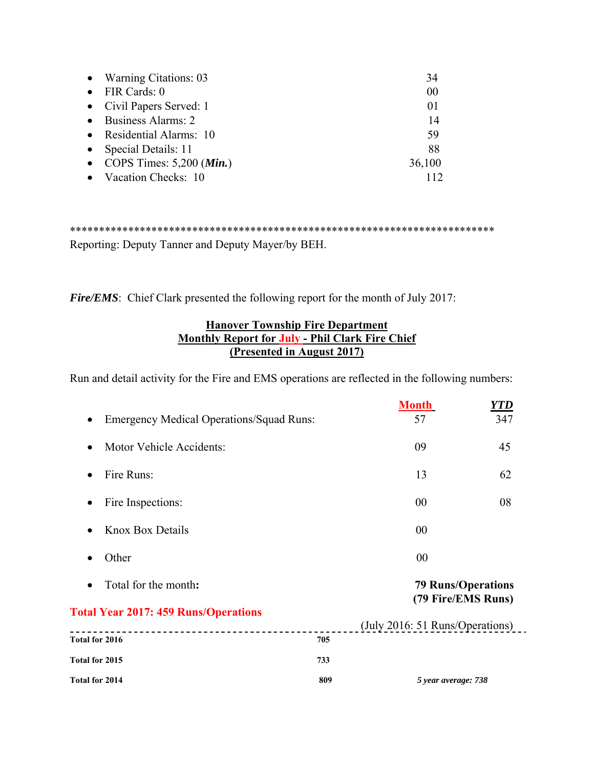| | |
|---|---|
| • Warning Citations: 03 | 34 |
| • FIR Cards: 0 | 00 |
| • Civil Papers Served: 1 | 01 |
| • Business Alarms: 2 | 14 |
| • Residential Alarms: 10 | 59 |
| • Special Details: 11 | 88 |
| • COPS Times: 5,200 (***Min.***) | 36,100 |
| • Vacation Checks: 10 | 112 |

*************************************************************************

Reporting: Deputy Tanner and Deputy Mayer/by BEH.

***Fire/EMS***: Chief Clark presented the following report for the month of July 2017:

**Hanover Township Fire Department**
**Monthly Report for July - Phil Clark Fire Chief**
**(Presented in August 2017)**

Run and detail activity for the Fire and EMS operations are reflected in the following numbers:

| | **Month** | ***YTD*** |
|---|---|---|
| • Emergency Medical Operations/Squad Runs: | 57 | 347 |
| • Motor Vehicle Accidents: | 09 | 45 |
| • Fire Runs: | 13 | 62 |
| • Fire Inspections: | 00 | 08 |
| • Knox Box Details | 00 | |
| • Other | 00 | |
| • Total for the month**:** | **79 Runs/Operations (79 Fire/EMS Runs)** | |

**Total Year 2017: 459 Runs/Operations**

(July 2016: 51 Runs/Operations)

| | | |
|---|---|---|
| **Total for 2016** | **705** | |
| **Total for 2015** | **733** | |
| **Total for 2014** | **809** | ***5 year average: 738*** |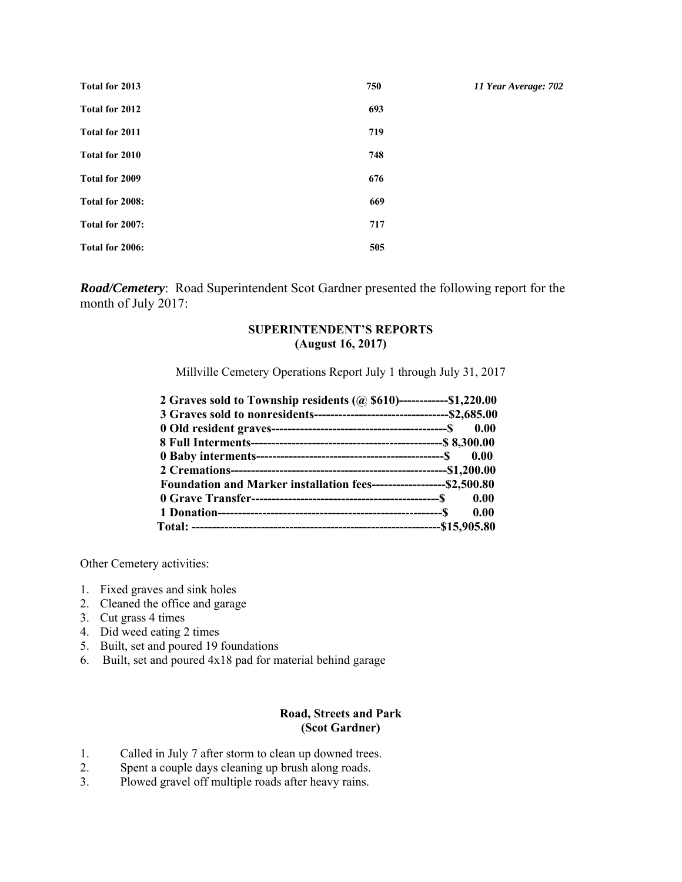| | | |
|---|---|---|
| **Total for 2013** | **750** | ***11 Year Average: 702*** |
| **Total for 2012** | **693** | |
| **Total for 2011** | **719** | |
| **Total for 2010** | **748** | |
| **Total for 2009** | **676** | |
| **Total for 2008:** | **669** | |
| **Total for 2007:** | **717** | |
| **Total for 2006:** | **505** | |

***Road/Cemetery***: Road Superintendent Scot Gardner presented the following report for the month of July 2017:

**SUPERINTENDENT'S REPORTS**
**(August 16, 2017)**

Millville Cemetery Operations Report July 1 through July 31, 2017

**2 Graves sold to Township residents (@ $610)------------$1,220.00**
**3 Graves sold to nonresidents---------------------------------$2,685.00**
**0 Old resident graves-------------------------------------------$ 0.00**
**8 Full Interments-----------------------------------------------$ 8,300.00**
**0 Baby interments---------------------------------------------$ 0.00**
**2 Cremations----------------------------------------------------$1,200.00**
**Foundation and Marker installation fees------------------$2,500.80**
**0 Grave Transfer----------------------------------------------$ 0.00**
**1 Donation-------------------------------------------------------$ 0.00**
**Total: -----------------------------------------------------------$15,905.80**

Other Cemetery activities:

1. Fixed graves and sink holes
2. Cleaned the office and garage
3. Cut grass 4 times
4. Did weed eating 2 times
5. Built, set and poured 19 foundations
6. Built, set and poured 4x18 pad for material behind garage

**Road, Streets and Park**
**(Scot Gardner)**

1. Called in July 7 after storm to clean up downed trees.
2. Spent a couple days cleaning up brush along roads.
3. Plowed gravel off multiple roads after heavy rains.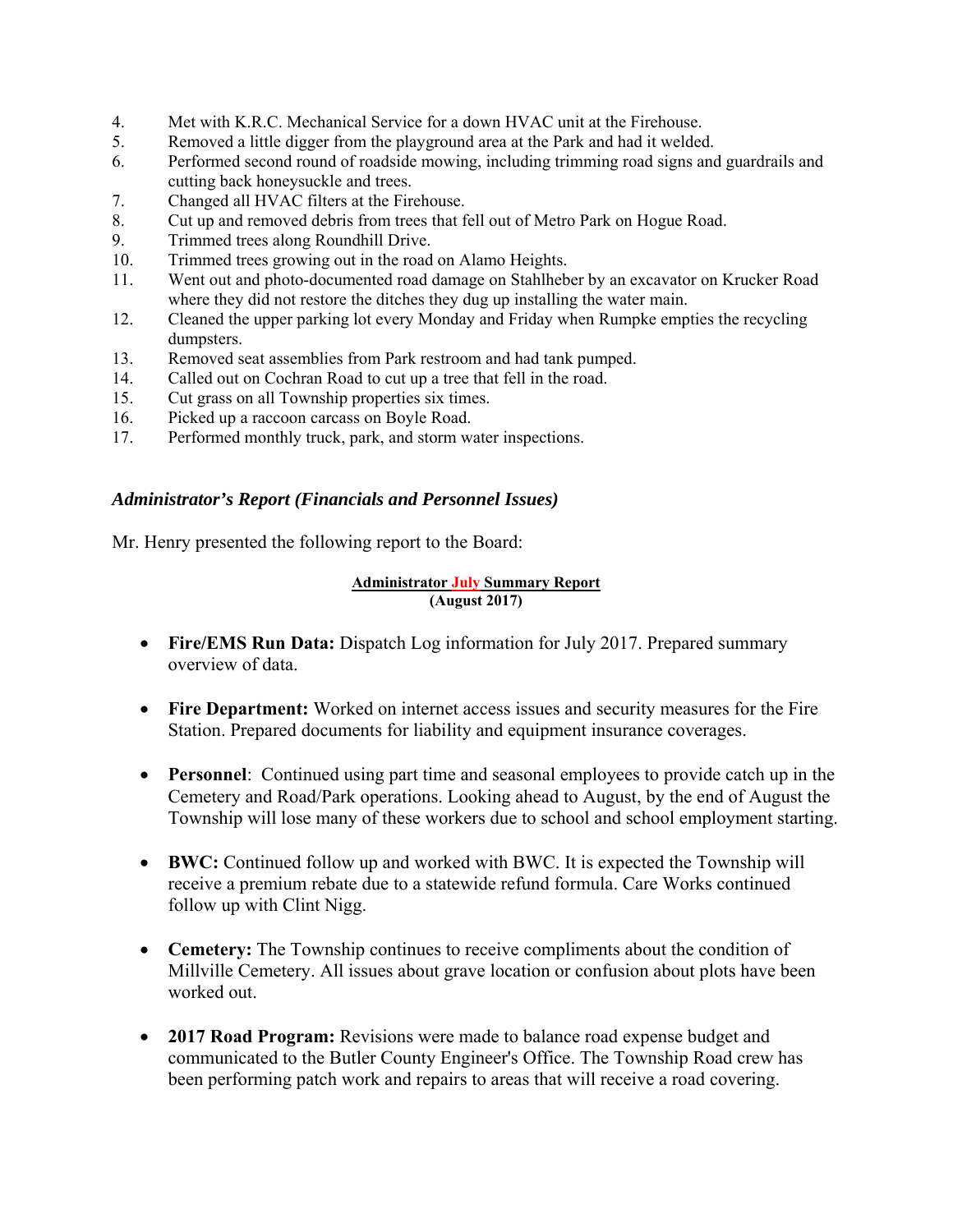4. Met with K.R.C. Mechanical Service for a down HVAC unit at the Firehouse.
5. Removed a little digger from the playground area at the Park and had it welded.
6. Performed second round of roadside mowing, including trimming road signs and guardrails and cutting back honeysuckle and trees.
7. Changed all HVAC filters at the Firehouse.
8. Cut up and removed debris from trees that fell out of Metro Park on Hogue Road.
9. Trimmed trees along Roundhill Drive.
10. Trimmed trees growing out in the road on Alamo Heights.
11. Went out and photo-documented road damage on Stahlheber by an excavator on Krucker Road where they did not restore the ditches they dug up installing the water main.
12. Cleaned the upper parking lot every Monday and Friday when Rumpke empties the recycling dumpsters.
13. Removed seat assemblies from Park restroom and had tank pumped.
14. Called out on Cochran Road to cut up a tree that fell in the road.
15. Cut grass on all Township properties six times.
16. Picked up a raccoon carcass on Boyle Road.
17. Performed monthly truck, park, and storm water inspections.

### *Administrator's Report (Financials and Personnel Issues)*

Mr. Henry presented the following report to the Board:

**Administrator July Summary Report**
**(August 2017)**

- **Fire/EMS Run Data:** Dispatch Log information for July 2017. Prepared summary overview of data.

- **Fire Department:** Worked on internet access issues and security measures for the Fire Station. Prepared documents for liability and equipment insurance coverages.

- **Personnel**: Continued using part time and seasonal employees to provide catch up in the Cemetery and Road/Park operations. Looking ahead to August, by the end of August the Township will lose many of these workers due to school and school employment starting.

- **BWC:** Continued follow up and worked with BWC. It is expected the Township will receive a premium rebate due to a statewide refund formula. Care Works continued follow up with Clint Nigg.

- **Cemetery:** The Township continues to receive compliments about the condition of Millville Cemetery. All issues about grave location or confusion about plots have been worked out.

- **2017 Road Program:** Revisions were made to balance road expense budget and communicated to the Butler County Engineer's Office. The Township Road crew has been performing patch work and repairs to areas that will receive a road covering.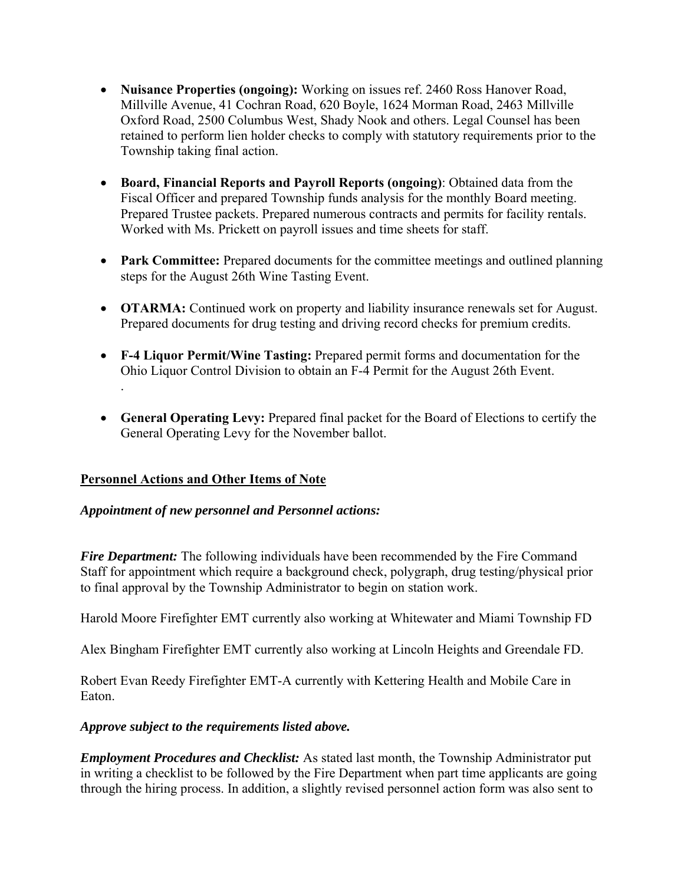- **Nuisance Properties (ongoing):** Working on issues ref. 2460 Ross Hanover Road, Millville Avenue, 41 Cochran Road, 620 Boyle, 1624 Morman Road, 2463 Millville Oxford Road, 2500 Columbus West, Shady Nook and others. Legal Counsel has been retained to perform lien holder checks to comply with statutory requirements prior to the Township taking final action.

- **Board, Financial Reports and Payroll Reports (ongoing)**: Obtained data from the Fiscal Officer and prepared Township funds analysis for the monthly Board meeting. Prepared Trustee packets. Prepared numerous contracts and permits for facility rentals. Worked with Ms. Prickett on payroll issues and time sheets for staff.

- **Park Committee:** Prepared documents for the committee meetings and outlined planning steps for the August 26th Wine Tasting Event.

- **OTARMA:** Continued work on property and liability insurance renewals set for August. Prepared documents for drug testing and driving record checks for premium credits.

- **F-4 Liquor Permit/Wine Tasting:** Prepared permit forms and documentation for the Ohio Liquor Control Division to obtain an F-4 Permit for the August 26th Event.
.

- **General Operating Levy:** Prepared final packet for the Board of Elections to certify the General Operating Levy for the November ballot.

## Personnel Actions and Other Items of Note

***Appointment of new personnel and Personnel actions:***

***Fire Department:*** The following individuals have been recommended by the Fire Command Staff for appointment which require a background check, polygraph, drug testing/physical prior to final approval by the Township Administrator to begin on station work.

Harold Moore Firefighter EMT currently also working at Whitewater and Miami Township FD

Alex Bingham Firefighter EMT currently also working at Lincoln Heights and Greendale FD.

Robert Evan Reedy Firefighter EMT-A currently with Kettering Health and Mobile Care in Eaton.

***Approve subject to the requirements listed above.***

***Employment Procedures and Checklist:*** As stated last month, the Township Administrator put in writing a checklist to be followed by the Fire Department when part time applicants are going through the hiring process. In addition, a slightly revised personnel action form was also sent to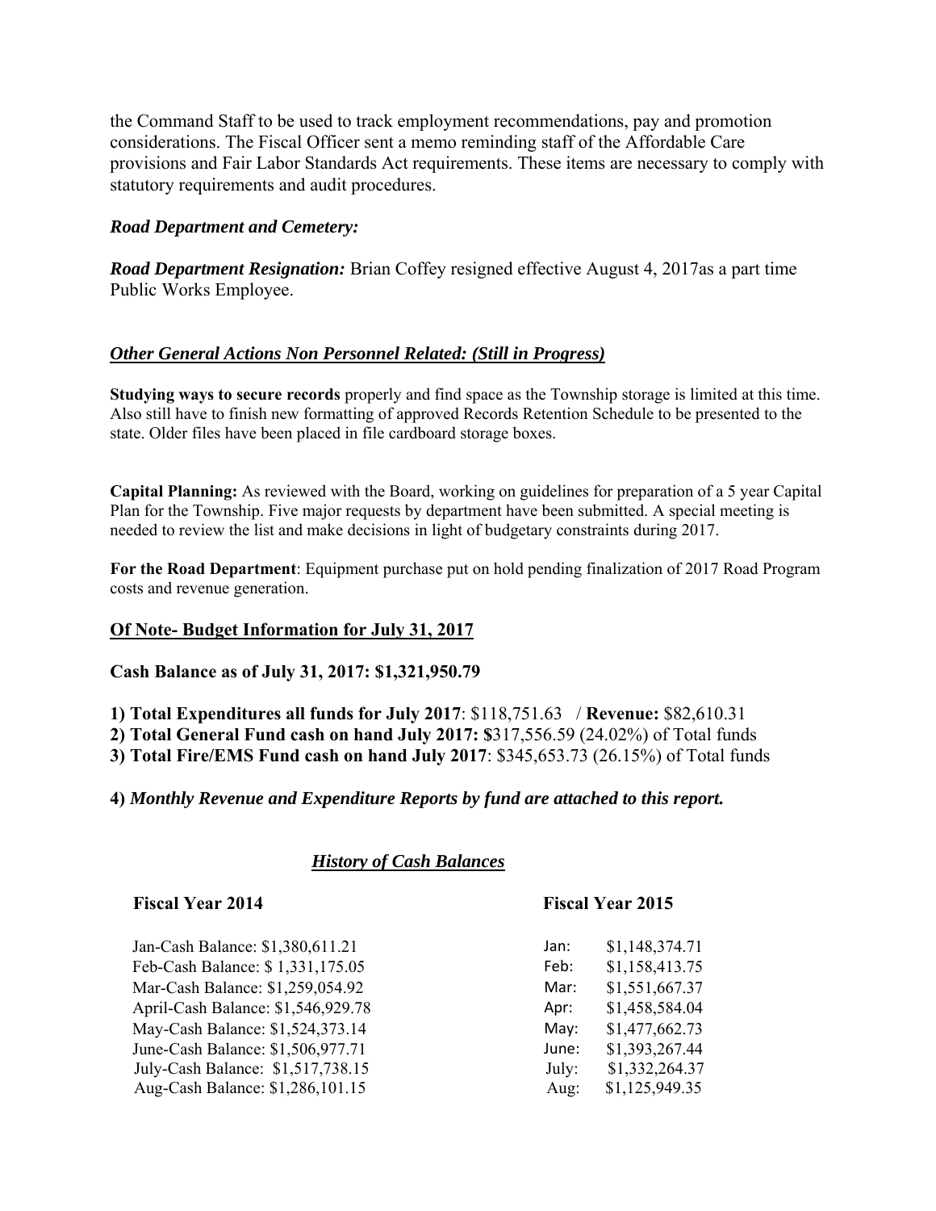the Command Staff to be used to track employment recommendations, pay and promotion considerations. The Fiscal Officer sent a memo reminding staff of the Affordable Care provisions and Fair Labor Standards Act requirements. These items are necessary to comply with statutory requirements and audit procedures.

***Road Department and Cemetery:***

***Road Department Resignation:*** Brian Coffey resigned effective August 4, 2017as a part time Public Works Employee.

***Other General Actions Non Personnel Related: (Still in Progress)***

**Studying ways to secure records** properly and find space as the Township storage is limited at this time. Also still have to finish new formatting of approved Records Retention Schedule to be presented to the state. Older files have been placed in file cardboard storage boxes.

**Capital Planning:** As reviewed with the Board, working on guidelines for preparation of a 5 year Capital Plan for the Township. Five major requests by department have been submitted. A special meeting is needed to review the list and make decisions in light of budgetary constraints during 2017.

**For the Road Department**: Equipment purchase put on hold pending finalization of 2017 Road Program costs and revenue generation.

**Of Note- Budget Information for July 31, 2017**

**Cash Balance as of July 31, 2017: $1,321,950.79**

**1) Total Expenditures all funds for July 2017**: $118,751.63 / **Revenue:** $82,610.31
**2) Total General Fund cash on hand July 2017: $**317,556.59 (24.02%) of Total funds
**3) Total Fire/EMS Fund cash on hand July 2017**: $345,653.73 (26.15%) of Total funds

**4)** ***Monthly Revenue and Expenditure Reports by fund are attached to this report.***

***History of Cash Balances***

| Fiscal Year 2014 | Fiscal Year 2015 | |
|---|---|---|
| Jan-Cash Balance: $1,380,611.21 | Jan: | $1,148,374.71 |
| Feb-Cash Balance: $ 1,331,175.05 | Feb: | $1,158,413.75 |
| Mar-Cash Balance: $1,259,054.92 | Mar: | $1,551,667.37 |
| April-Cash Balance: $1,546,929.78 | Apr: | $1,458,584.04 |
| May-Cash Balance: $1,524,373.14 | May: | $1,477,662.73 |
| June-Cash Balance: $1,506,977.71 | June: | $1,393,267.44 |
| July-Cash Balance: $1,517,738.15 | July: | $1,332,264.37 |
| Aug-Cash Balance: $1,286,101.15 | Aug: | $1,125,949.35 |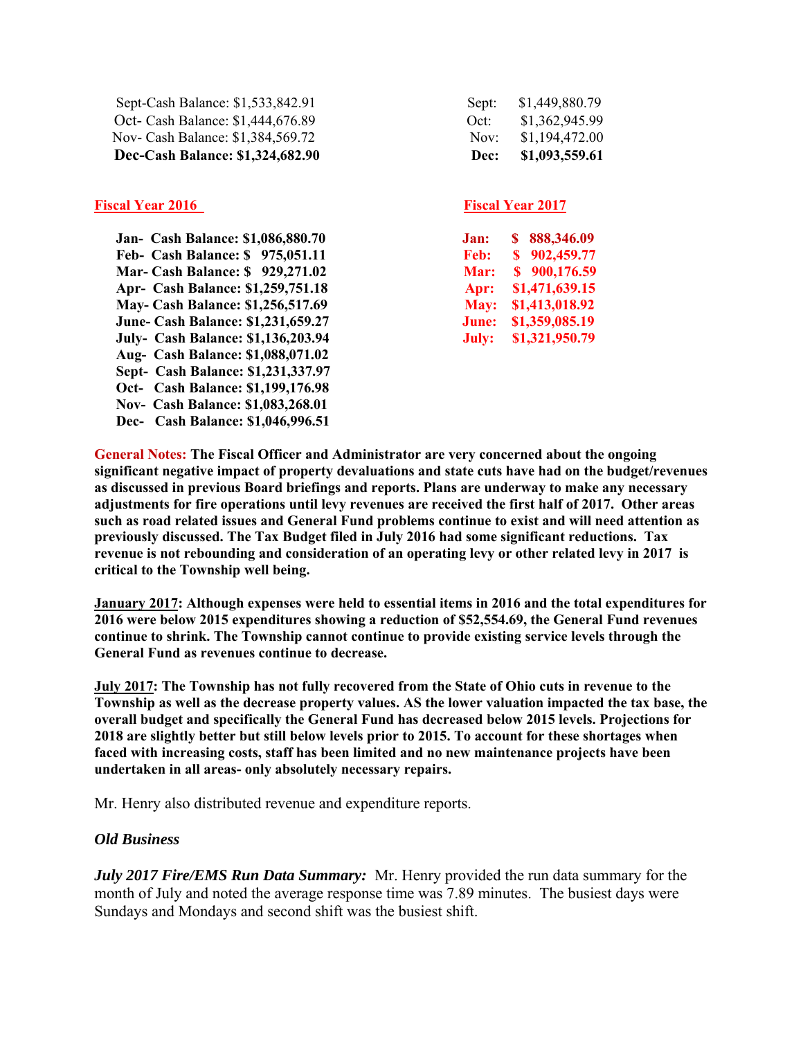| | |
|---|---|
| Sept-Cash Balance: $1,533,842.91 | Sept: $1,449,880.79 |
| Oct- Cash Balance: $1,444,676.89 | Oct: $1,362,945.99 |
| Nov- Cash Balance: $1,384,569.72 | Nov: $1,194,472.00 |
| **Dec-Cash Balance: $1,324,682.90** | **Dec: $1,093,559.61** |

| **Fiscal Year 2016** | **Fiscal Year 2017** |
|---|---|
| **Jan- Cash Balance: $1,086,880.70** | **Jan: $ 888,346.09** |
| **Feb- Cash Balance: $ 975,051.11** | **Feb: $ 902,459.77** |
| **Mar- Cash Balance: $ 929,271.02** | **Mar: $ 900,176.59** |
| **Apr- Cash Balance: $1,259,751.18** | **Apr: $1,471,639.15** |
| **May- Cash Balance: $1,256,517.69** | **May: $1,413,018.92** |
| **June- Cash Balance: $1,231,659.27** | **June: $1,359,085.19** |
| **July- Cash Balance: $1,136,203.94** | **July: $1,321,950.79** |
| **Aug- Cash Balance: $1,088,071.02** | |
| **Sept- Cash Balance: $1,231,337.97** | |
| **Oct- Cash Balance: $1,199,176.98** | |
| **Nov- Cash Balance: $1,083,268.01** | |
| **Dec- Cash Balance: $1,046,996.51** | |

**General Notes: The Fiscal Officer and Administrator are very concerned about the ongoing significant negative impact of property devaluations and state cuts have had on the budget/revenues as discussed in previous Board briefings and reports. Plans are underway to make any necessary adjustments for fire operations until levy revenues are received the first half of 2017. Other areas such as road related issues and General Fund problems continue to exist and will need attention as previously discussed. The Tax Budget filed in July 2016 had some significant reductions. Tax revenue is not rebounding and consideration of an operating levy or other related levy in 2017 is critical to the Township well being.**

**January 2017: Although expenses were held to essential items in 2016 and the total expenditures for 2016 were below 2015 expenditures showing a reduction of $52,554.69, the General Fund revenues continue to shrink. The Township cannot continue to provide existing service levels through the General Fund as revenues continue to decrease.**

**July 2017: The Township has not fully recovered from the State of Ohio cuts in revenue to the Township as well as the decrease property values. AS the lower valuation impacted the tax base, the overall budget and specifically the General Fund has decreased below 2015 levels. Projections for 2018 are slightly better but still below levels prior to 2015. To account for these shortages when faced with increasing costs, staff has been limited and no new maintenance projects have been undertaken in all areas- only absolutely necessary repairs.**

Mr. Henry also distributed revenue and expenditure reports.

***Old Business***

***July 2017 Fire/EMS Run Data Summary:*** Mr. Henry provided the run data summary for the month of July and noted the average response time was 7.89 minutes. The busiest days were Sundays and Mondays and second shift was the busiest shift.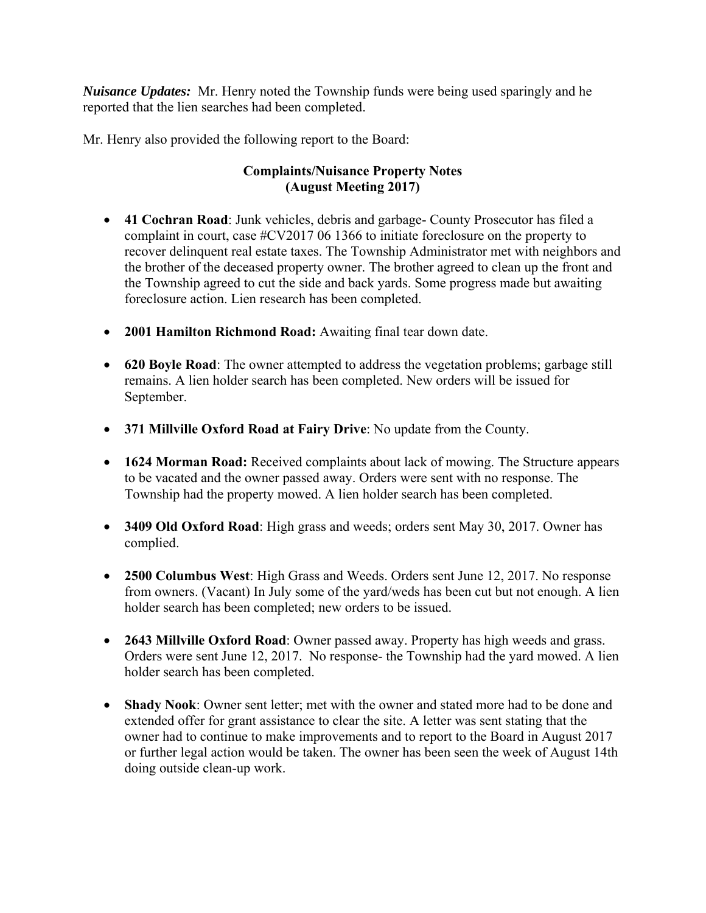***Nuisance Updates:*** Mr. Henry noted the Township funds were being used sparingly and he reported that the lien searches had been completed.

Mr. Henry also provided the following report to the Board:

**Complaints/Nuisance Property Notes**
**(August Meeting 2017)**

- **41 Cochran Road**: Junk vehicles, debris and garbage- County Prosecutor has filed a complaint in court, case #CV2017 06 1366 to initiate foreclosure on the property to recover delinquent real estate taxes. The Township Administrator met with neighbors and the brother of the deceased property owner. The brother agreed to clean up the front and the Township agreed to cut the side and back yards. Some progress made but awaiting foreclosure action. Lien research has been completed.

- **2001 Hamilton Richmond Road:** Awaiting final tear down date.

- **620 Boyle Road**: The owner attempted to address the vegetation problems; garbage still remains. A lien holder search has been completed. New orders will be issued for September.

- **371 Millville Oxford Road at Fairy Drive**: No update from the County.

- **1624 Morman Road:** Received complaints about lack of mowing. The Structure appears to be vacated and the owner passed away. Orders were sent with no response. The Township had the property mowed. A lien holder search has been completed.

- **3409 Old Oxford Road**: High grass and weeds; orders sent May 30, 2017. Owner has complied.

- **2500 Columbus West**: High Grass and Weeds. Orders sent June 12, 2017. No response from owners. (Vacant) In July some of the yard/weds has been cut but not enough. A lien holder search has been completed; new orders to be issued.

- **2643 Millville Oxford Road**: Owner passed away. Property has high weeds and grass. Orders were sent June 12, 2017. No response- the Township had the yard mowed. A lien holder search has been completed.

- **Shady Nook**: Owner sent letter; met with the owner and stated more had to be done and extended offer for grant assistance to clear the site. A letter was sent stating that the owner had to continue to make improvements and to report to the Board in August 2017 or further legal action would be taken. The owner has been seen the week of August 14th doing outside clean-up work.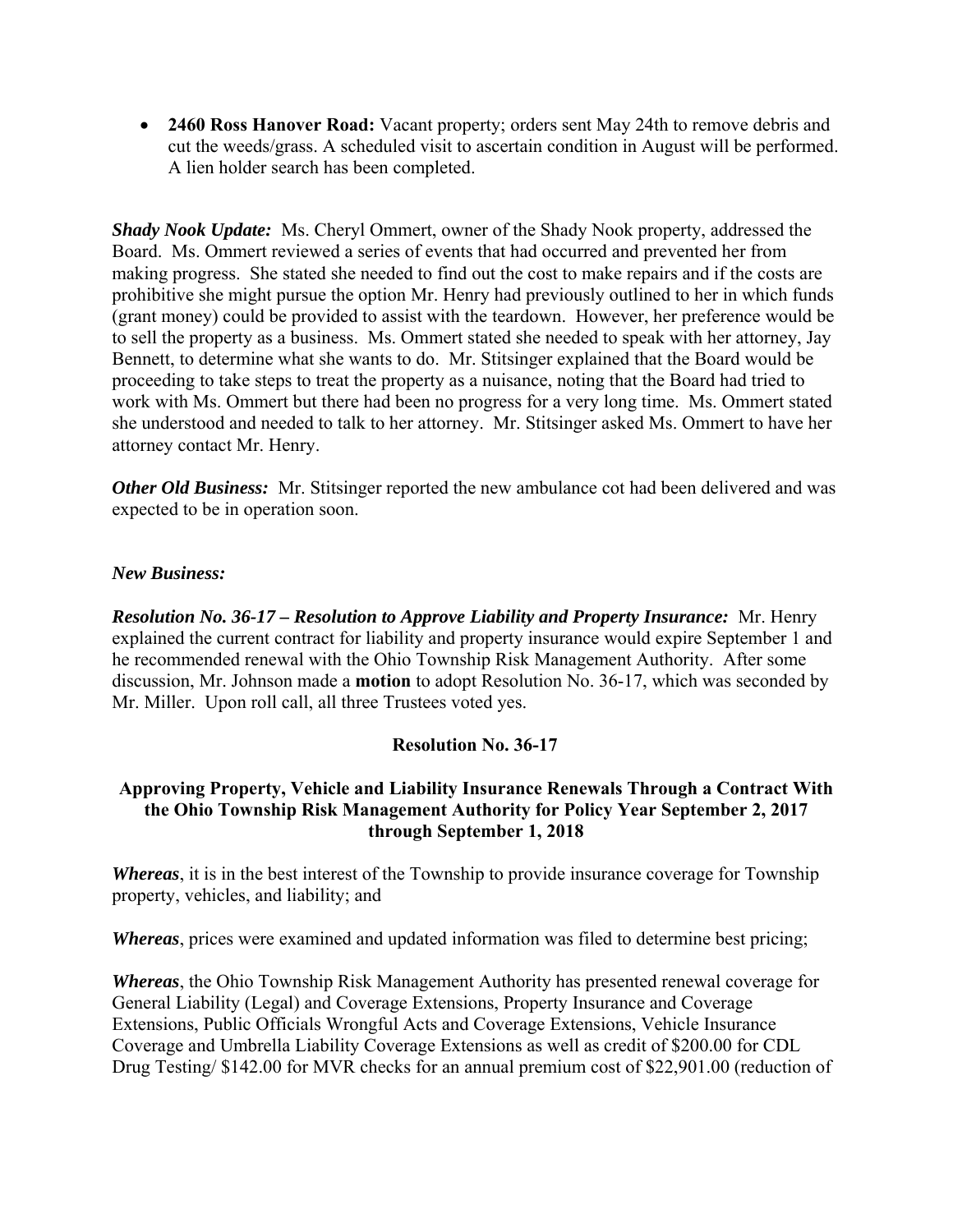- **2460 Ross Hanover Road:** Vacant property; orders sent May 24th to remove debris and cut the weeds/grass. A scheduled visit to ascertain condition in August will be performed. A lien holder search has been completed.

***Shady Nook Update:*** Ms. Cheryl Ommert, owner of the Shady Nook property, addressed the Board. Ms. Ommert reviewed a series of events that had occurred and prevented her from making progress. She stated she needed to find out the cost to make repairs and if the costs are prohibitive she might pursue the option Mr. Henry had previously outlined to her in which funds (grant money) could be provided to assist with the teardown. However, her preference would be to sell the property as a business. Ms. Ommert stated she needed to speak with her attorney, Jay Bennett, to determine what she wants to do. Mr. Stitsinger explained that the Board would be proceeding to take steps to treat the property as a nuisance, noting that the Board had tried to work with Ms. Ommert but there had been no progress for a very long time. Ms. Ommert stated she understood and needed to talk to her attorney. Mr. Stitsinger asked Ms. Ommert to have her attorney contact Mr. Henry.

***Other Old Business:*** Mr. Stitsinger reported the new ambulance cot had been delivered and was expected to be in operation soon.

***New Business:***

***Resolution No. 36-17 – Resolution to Approve Liability and Property Insurance:*** Mr. Henry explained the current contract for liability and property insurance would expire September 1 and he recommended renewal with the Ohio Township Risk Management Authority. After some discussion, Mr. Johnson made a **motion** to adopt Resolution No. 36-17, which was seconded by Mr. Miller. Upon roll call, all three Trustees voted yes.

**Resolution No. 36-17**

**Approving Property, Vehicle and Liability Insurance Renewals Through a Contract With the Ohio Township Risk Management Authority for Policy Year September 2, 2017 through September 1, 2018**

***Whereas***, it is in the best interest of the Township to provide insurance coverage for Township property, vehicles, and liability; and

***Whereas***, prices were examined and updated information was filed to determine best pricing;

***Whereas***, the Ohio Township Risk Management Authority has presented renewal coverage for General Liability (Legal) and Coverage Extensions, Property Insurance and Coverage Extensions, Public Officials Wrongful Acts and Coverage Extensions, Vehicle Insurance Coverage and Umbrella Liability Coverage Extensions as well as credit of $200.00 for CDL Drug Testing/ $142.00 for MVR checks for an annual premium cost of $22,901.00 (reduction of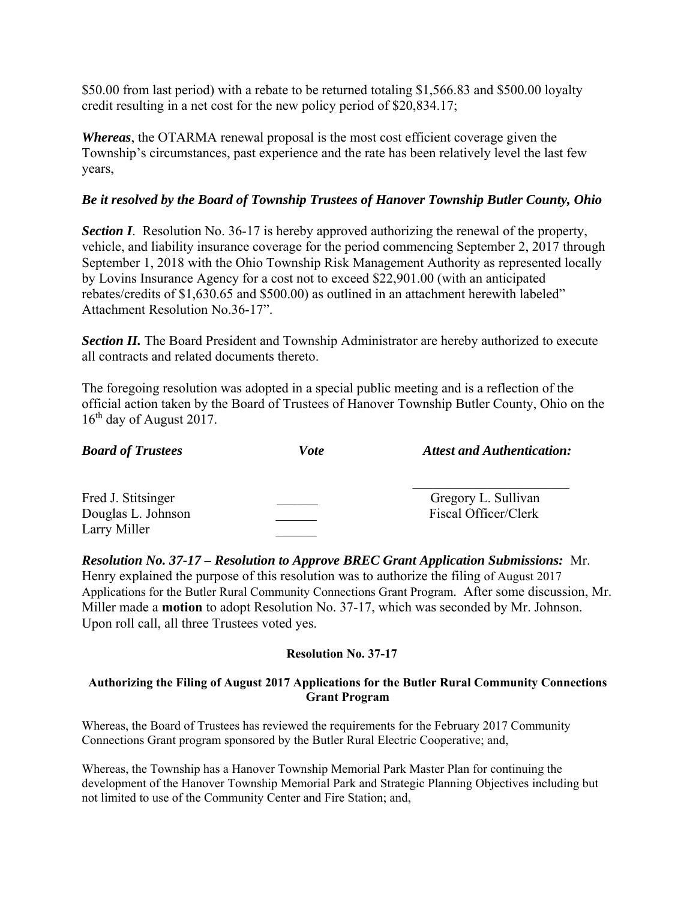$50.00 from last period) with a rebate to be returned totaling $1,566.83 and $500.00 loyalty credit resulting in a net cost for the new policy period of $20,834.17;

***Whereas***, the OTARMA renewal proposal is the most cost efficient coverage given the Township's circumstances, past experience and the rate has been relatively level the last few years,

***Be it resolved by the Board of Township Trustees of Hanover Township Butler County, Ohio***

***Section I***. Resolution No. 36-17 is hereby approved authorizing the renewal of the property, vehicle, and liability insurance coverage for the period commencing September 2, 2017 through September 1, 2018 with the Ohio Township Risk Management Authority as represented locally by Lovins Insurance Agency for a cost not to exceed $22,901.00 (with an anticipated rebates/credits of $1,630.65 and $500.00) as outlined in an attachment herewith labeled" Attachment Resolution No.36-17".

***Section II.*** The Board President and Township Administrator are hereby authorized to execute all contracts and related documents thereto.

The foregoing resolution was adopted in a special public meeting and is a reflection of the official action taken by the Board of Trustees of Hanover Township Butler County, Ohio on the 16th day of August 2017.

| ***Board of Trustees*** | ***Vote*** | ***Attest and Authentication:*** |
|---|---|---|
| Fred J. Stitsinger | ______ | Gregory L. Sullivan |
| Douglas L. Johnson | ______ | Fiscal Officer/Clerk |
| Larry Miller | ______ | |

***Resolution No. 37-17 – Resolution to Approve BREC Grant Application Submissions:*** Mr. Henry explained the purpose of this resolution was to authorize the filing of August 2017 Applications for the Butler Rural Community Connections Grant Program. After some discussion, Mr. Miller made a **motion** to adopt Resolution No. 37-17, which was seconded by Mr. Johnson. Upon roll call, all three Trustees voted yes.

**Resolution No. 37-17**

**Authorizing the Filing of August 2017 Applications for the Butler Rural Community Connections Grant Program**

Whereas, the Board of Trustees has reviewed the requirements for the February 2017 Community Connections Grant program sponsored by the Butler Rural Electric Cooperative; and,

Whereas, the Township has a Hanover Township Memorial Park Master Plan for continuing the development of the Hanover Township Memorial Park and Strategic Planning Objectives including but not limited to use of the Community Center and Fire Station; and,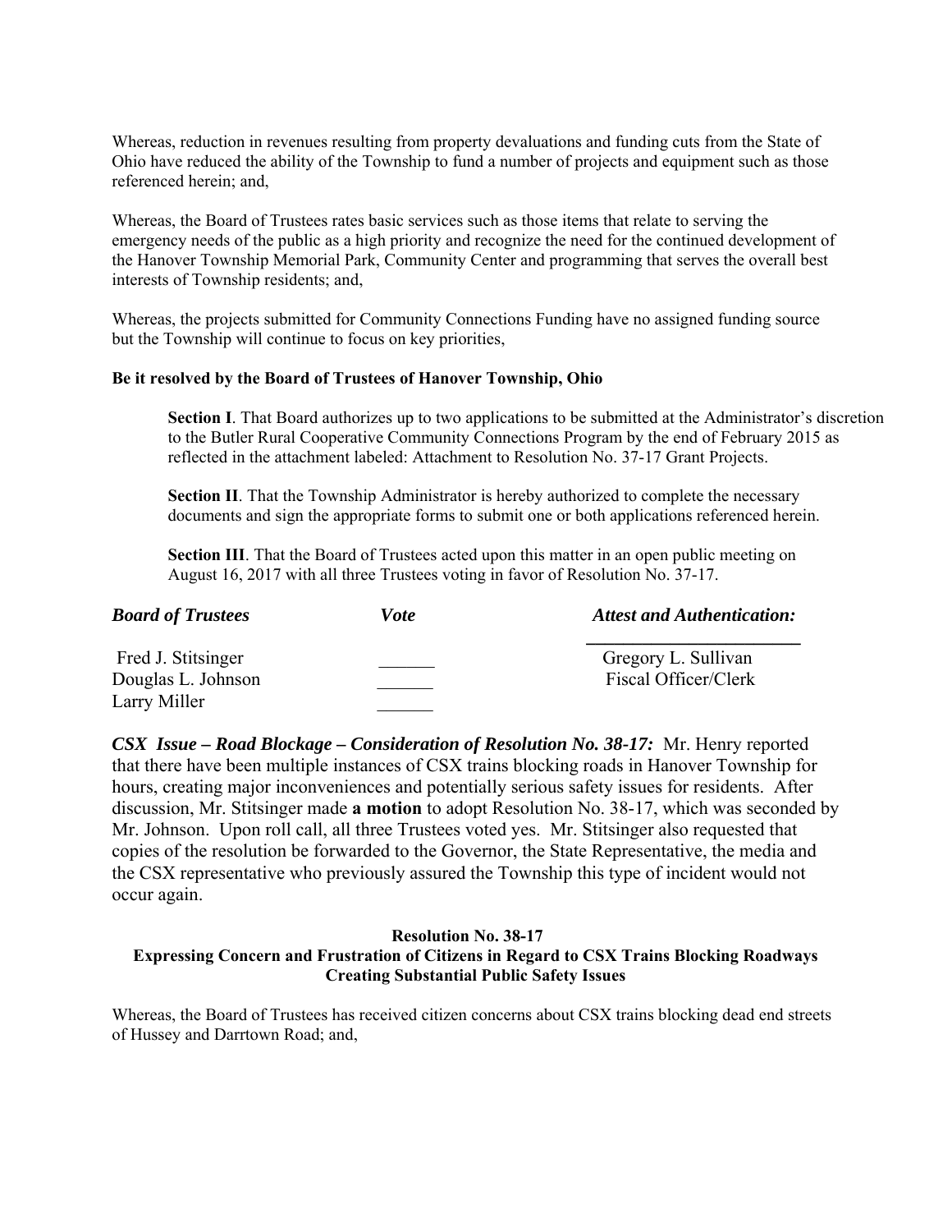Whereas, reduction in revenues resulting from property devaluations and funding cuts from the State of Ohio have reduced the ability of the Township to fund a number of projects and equipment such as those referenced herein; and,

Whereas, the Board of Trustees rates basic services such as those items that relate to serving the emergency needs of the public as a high priority and recognize the need for the continued development of the Hanover Township Memorial Park, Community Center and programming that serves the overall best interests of Township residents; and,

Whereas, the projects submitted for Community Connections Funding have no assigned funding source but the Township will continue to focus on key priorities,

**Be it resolved by the Board of Trustees of Hanover Township, Ohio**

**Section I**. That Board authorizes up to two applications to be submitted at the Administrator's discretion to the Butler Rural Cooperative Community Connections Program by the end of February 2015 as reflected in the attachment labeled: Attachment to Resolution No. 37-17 Grant Projects.

**Section II**. That the Township Administrator is hereby authorized to complete the necessary documents and sign the appropriate forms to submit one or both applications referenced herein.

**Section III**. That the Board of Trustees acted upon this matter in an open public meeting on August 16, 2017 with all three Trustees voting in favor of Resolution No. 37-17.

| ***Board of Trustees*** | ***Vote*** | ***Attest and Authentication:*** |
|---|---|---|
| Fred J. Stitsinger | ______ | Gregory L. Sullivan |
| Douglas L. Johnson | ______ | Fiscal Officer/Clerk |
| Larry Miller | ______ | |

***CSX Issue – Road Blockage – Consideration of Resolution No. 38-17:*** Mr. Henry reported that there have been multiple instances of CSX trains blocking roads in Hanover Township for hours, creating major inconveniences and potentially serious safety issues for residents. After discussion, Mr. Stitsinger made **a motion** to adopt Resolution No. 38-17, which was seconded by Mr. Johnson. Upon roll call, all three Trustees voted yes. Mr. Stitsinger also requested that copies of the resolution be forwarded to the Governor, the State Representative, the media and the CSX representative who previously assured the Township this type of incident would not occur again.

**Resolution No. 38-17**
**Expressing Concern and Frustration of Citizens in Regard to CSX Trains Blocking Roadways Creating Substantial Public Safety Issues**

Whereas, the Board of Trustees has received citizen concerns about CSX trains blocking dead end streets of Hussey and Darrtown Road; and,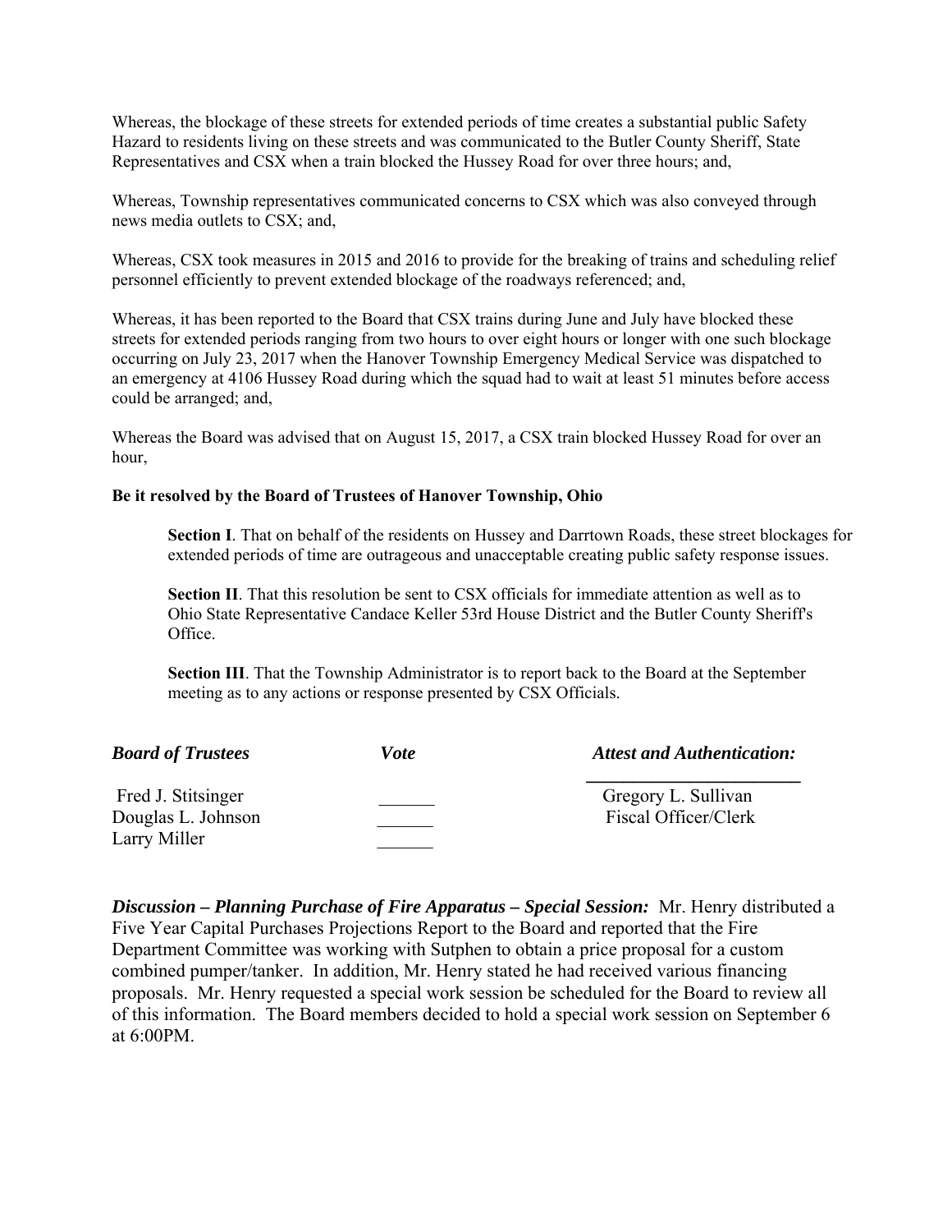Whereas, the blockage of these streets for extended periods of time creates a substantial public Safety Hazard to residents living on these streets and was communicated to the Butler County Sheriff, State Representatives and CSX when a train blocked the Hussey Road for over three hours; and,

Whereas, Township representatives communicated concerns to CSX which was also conveyed through news media outlets to CSX; and,

Whereas, CSX took measures in 2015 and 2016 to provide for the breaking of trains and scheduling relief personnel efficiently to prevent extended blockage of the roadways referenced; and,

Whereas, it has been reported to the Board that CSX trains during June and July have blocked these streets for extended periods ranging from two hours to over eight hours or longer with one such blockage occurring on July 23, 2017 when the Hanover Township Emergency Medical Service was dispatched to an emergency at 4106 Hussey Road during which the squad had to wait at least 51 minutes before access could be arranged; and,

Whereas the Board was advised that on August 15, 2017, a CSX train blocked Hussey Road for over an hour,

**Be it resolved by the Board of Trustees of Hanover Township, Ohio**

**Section I**. That on behalf of the residents on Hussey and Darrtown Roads, these street blockages for extended periods of time are outrageous and unacceptable creating public safety response issues.

**Section II**. That this resolution be sent to CSX officials for immediate attention as well as to Ohio State Representative Candace Keller 53rd House District and the Butler County Sheriff's Office.

**Section III**. That the Township Administrator is to report back to the Board at the September meeting as to any actions or response presented by CSX Officials.

| ***Board of Trustees*** | ***Vote*** | ***Attest and Authentication:*** |
|---|---|---|
| Fred J. Stitsinger | ______ | Gregory L. Sullivan |
| Douglas L. Johnson | ______ | Fiscal Officer/Clerk |
| Larry Miller | ______ | |

***Discussion – Planning Purchase of Fire Apparatus – Special Session:*** Mr. Henry distributed a Five Year Capital Purchases Projections Report to the Board and reported that the Fire Department Committee was working with Sutphen to obtain a price proposal for a custom combined pumper/tanker. In addition, Mr. Henry stated he had received various financing proposals. Mr. Henry requested a special work session be scheduled for the Board to review all of this information. The Board members decided to hold a special work session on September 6 at 6:00PM.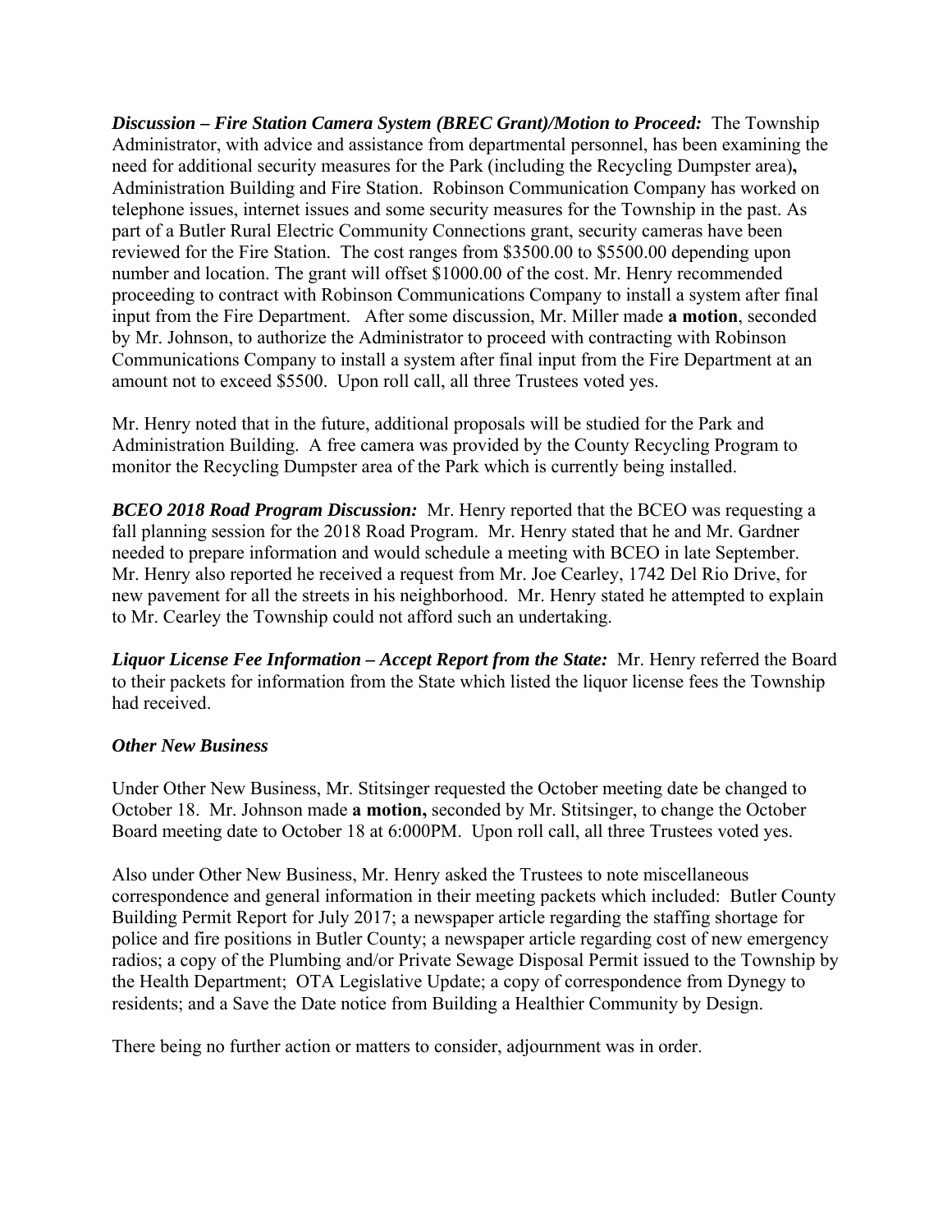***Discussion – Fire Station Camera System (BREC Grant)/Motion to Proceed:*** The Township Administrator, with advice and assistance from departmental personnel, has been examining the need for additional security measures for the Park (including the Recycling Dumpster area)**,** Administration Building and Fire Station. Robinson Communication Company has worked on telephone issues, internet issues and some security measures for the Township in the past. As part of a Butler Rural Electric Community Connections grant, security cameras have been reviewed for the Fire Station. The cost ranges from $3500.00 to $5500.00 depending upon number and location. The grant will offset $1000.00 of the cost. Mr. Henry recommended proceeding to contract with Robinson Communications Company to install a system after final input from the Fire Department. After some discussion, Mr. Miller made **a motion**, seconded by Mr. Johnson, to authorize the Administrator to proceed with contracting with Robinson Communications Company to install a system after final input from the Fire Department at an amount not to exceed $5500. Upon roll call, all three Trustees voted yes.

Mr. Henry noted that in the future, additional proposals will be studied for the Park and Administration Building. A free camera was provided by the County Recycling Program to monitor the Recycling Dumpster area of the Park which is currently being installed.

***BCEO 2018 Road Program Discussion:*** Mr. Henry reported that the BCEO was requesting a fall planning session for the 2018 Road Program. Mr. Henry stated that he and Mr. Gardner needed to prepare information and would schedule a meeting with BCEO in late September. Mr. Henry also reported he received a request from Mr. Joe Cearley, 1742 Del Rio Drive, for new pavement for all the streets in his neighborhood. Mr. Henry stated he attempted to explain to Mr. Cearley the Township could not afford such an undertaking.

***Liquor License Fee Information – Accept Report from the State:*** Mr. Henry referred the Board to their packets for information from the State which listed the liquor license fees the Township had received.

***Other New Business***

Under Other New Business, Mr. Stitsinger requested the October meeting date be changed to October 18. Mr. Johnson made **a motion,** seconded by Mr. Stitsinger, to change the October Board meeting date to October 18 at 6:000PM. Upon roll call, all three Trustees voted yes.

Also under Other New Business, Mr. Henry asked the Trustees to note miscellaneous correspondence and general information in their meeting packets which included: Butler County Building Permit Report for July 2017; a newspaper article regarding the staffing shortage for police and fire positions in Butler County; a newspaper article regarding cost of new emergency radios; a copy of the Plumbing and/or Private Sewage Disposal Permit issued to the Township by the Health Department; OTA Legislative Update; a copy of correspondence from Dynegy to residents; and a Save the Date notice from Building a Healthier Community by Design.

There being no further action or matters to consider, adjournment was in order.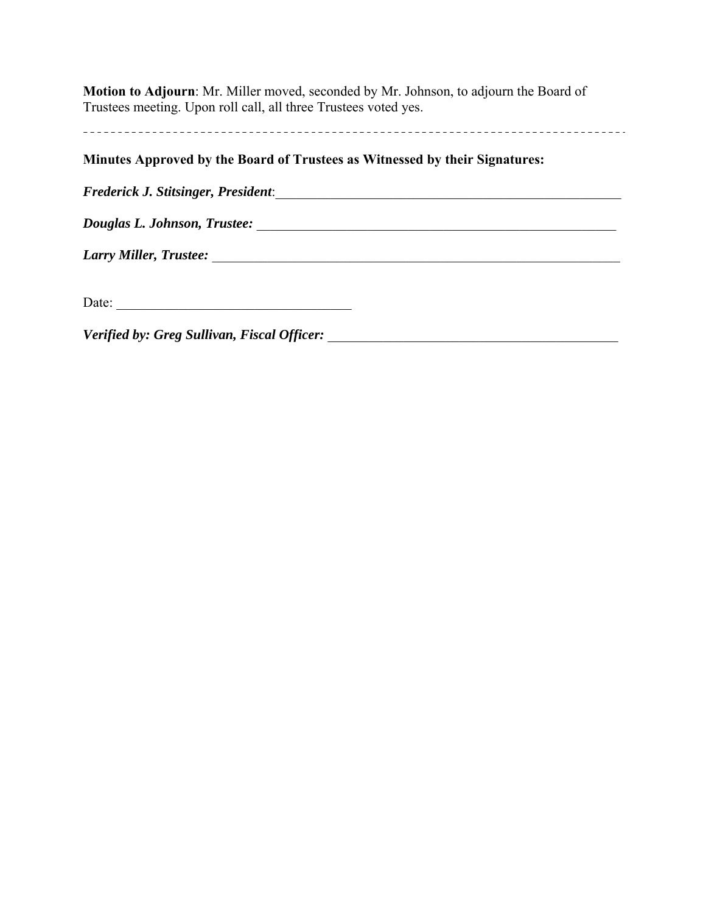**Motion to Adjourn**: Mr. Miller moved, seconded by Mr. Johnson, to adjourn the Board of Trustees meeting. Upon roll call, all three Trustees voted yes.

---

**Minutes Approved by the Board of Trustees as Witnessed by their Signatures:**

***Frederick J. Stitsinger, President***:______________________________________________________

***Douglas L. Johnson, Trustee:*** ______________________________________________________

***Larry Miller, Trustee:*** ______________________________________________________________

Date: ___________________________________

***Verified by: Greg Sullivan, Fiscal Officer:*** _____________________________________________